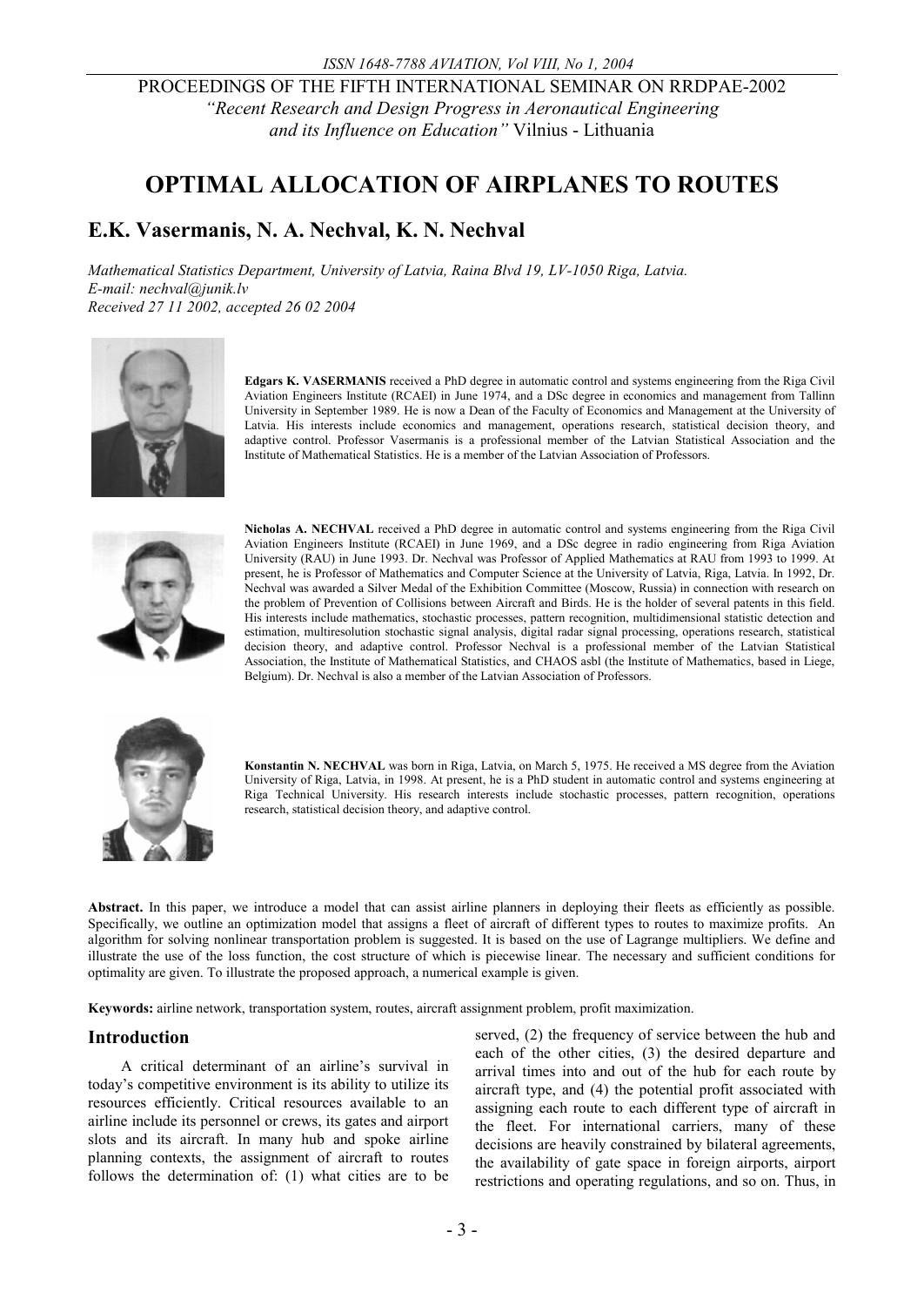PROCEEDINGS OF THE FIFTH INTERNATIONAL SEMINAR ON RRDPAE-2002
*"Recent Research and Design Progress in Aeronautical Engineering and its Influence on Education"* Vilnius - Lithuania

# OPTIMAL ALLOCATION OF AIRPLANES TO ROUTES

## E.K. Vasermanis, N. A. Nechval, K. N. Nechval

*Mathematical Statistics Department, University of Latvia, Raina Blvd 19, LV-1050 Riga, Latvia.*
*E-mail: nechval@junik.lv*
*Received 27 11 2002, accepted 26 02 2004*

**Edgars K. VASERMANIS** received a PhD degree in automatic control and systems engineering from the Riga Civil Aviation Engineers Institute (RCAEI) in June 1974, and a DSc degree in economics and management from Tallinn University in September 1989. He is now a Dean of the Faculty of Economics and Management at the University of Latvia. His interests include economics and management, operations research, statistical decision theory, and adaptive control. Professor Vasermanis is a professional member of the Latvian Statistical Association and the Institute of Mathematical Statistics. He is a member of the Latvian Association of Professors.

**Nicholas A. NECHVAL** received a PhD degree in automatic control and systems engineering from the Riga Civil Aviation Engineers Institute (RCAEI) in June 1969, and a DSc degree in radio engineering from Riga Aviation University (RAU) in June 1993. Dr. Nechval was Professor of Applied Mathematics at RAU from 1993 to 1999. At present, he is Professor of Mathematics and Computer Science at the University of Latvia, Riga, Latvia. In 1992, Dr. Nechval was awarded a Silver Medal of the Exhibition Committee (Moscow, Russia) in connection with research on the problem of Prevention of Collisions between Aircraft and Birds. He is the holder of several patents in this field. His interests include mathematics, stochastic processes, pattern recognition, multidimensional statistic detection and estimation, multiresolution stochastic signal analysis, digital radar signal processing, operations research, statistical decision theory, and adaptive control. Professor Nechval is a professional member of the Latvian Statistical Association, the Institute of Mathematical Statistics, and CHAOS asbl (the Institute of Mathematics, based in Liege, Belgium). Dr. Nechval is also a member of the Latvian Association of Professors.

**Konstantin N. NECHVAL** was born in Riga, Latvia, on March 5, 1975. He received a MS degree from the Aviation University of Riga, Latvia, in 1998. At present, he is a PhD student in automatic control and systems engineering at Riga Technical University. His research interests include stochastic processes, pattern recognition, operations research, statistical decision theory, and adaptive control.

**Abstract.** In this paper, we introduce a model that can assist airline planners in deploying their fleets as efficiently as possible. Specifically, we outline an optimization model that assigns a fleet of aircraft of different types to routes to maximize profits. An algorithm for solving nonlinear transportation problem is suggested. It is based on the use of Lagrange multipliers. We define and illustrate the use of the loss function, the cost structure of which is piecewise linear. The necessary and sufficient conditions for optimality are given. To illustrate the proposed approach, a numerical example is given.

**Keywords:** airline network, transportation system, routes, aircraft assignment problem, profit maximization.

## Introduction

A critical determinant of an airline's survival in today's competitive environment is its ability to utilize its resources efficiently. Critical resources available to an airline include its personnel or crews, its gates and airport slots and its aircraft. In many hub and spoke airline planning contexts, the assignment of aircraft to routes follows the determination of: (1) what cities are to be served, (2) the frequency of service between the hub and each of the other cities, (3) the desired departure and arrival times into and out of the hub for each route by aircraft type, and (4) the potential profit associated with assigning each route to each different type of aircraft in the fleet. For international carriers, many of these decisions are heavily constrained by bilateral agreements, the availability of gate space in foreign airports, airport restrictions and operating regulations, and so on. Thus, in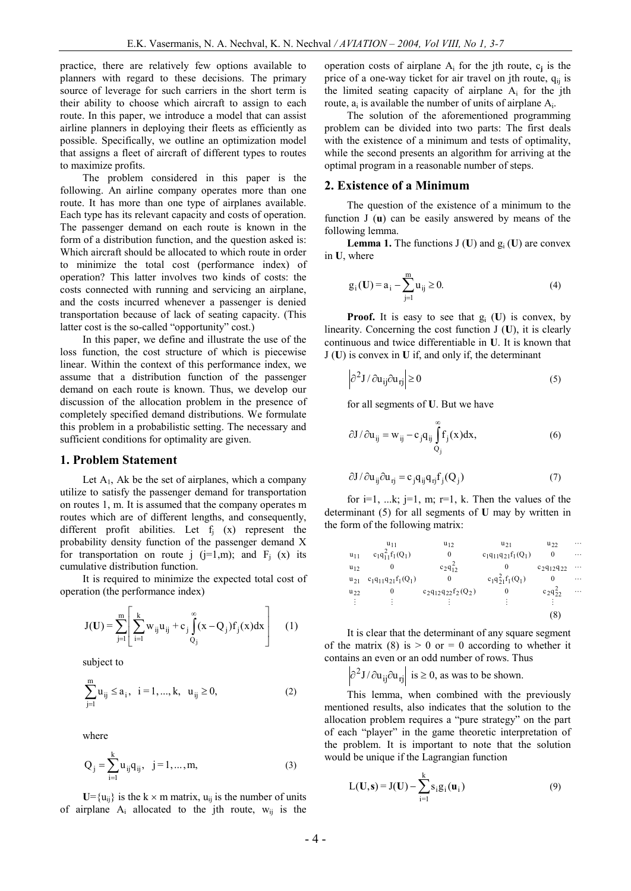practice, there are relatively few options available to planners with regard to these decisions. The primary source of leverage for such carriers in the short term is their ability to choose which aircraft to assign to each route. In this paper, we introduce a model that can assist airline planners in deploying their fleets as efficiently as possible. Specifically, we outline an optimization model that assigns a fleet of aircraft of different types to routes to maximize profits.

The problem considered in this paper is the following. An airline company operates more than one route. It has more than one type of airplanes available. Each type has its relevant capacity and costs of operation. The passenger demand on each route is known in the form of a distribution function, and the question asked is: Which aircraft should be allocated to which route in order to minimize the total cost (performance index) of operation? This latter involves two kinds of costs: the costs connected with running and servicing an airplane, and the costs incurred whenever a passenger is denied transportation because of lack of seating capacity. (This latter cost is the so-called "opportunity" cost.)

In this paper, we define and illustrate the use of the loss function, the cost structure of which is piecewise linear. Within the context of this performance index, we assume that a distribution function of the passenger demand on each route is known. Thus, we develop our discussion of the allocation problem in the presence of completely specified demand distributions. We formulate this problem in a probabilistic setting. The necessary and sufficient conditions for optimality are given.

## 1. Problem Statement

Let $A_1$, Ak be the set of airplanes, which a company utilize to satisfy the passenger demand for transportation on routes 1, m. It is assumed that the company operates m routes which are of different lengths, and consequently, different profit abilities. Let $f_j(x)$ represent the probability density function of the passenger demand X for transportation on route j (j=1,m); and $F_j(x)$ its cumulative distribution function.

It is required to minimize the expected total cost of operation (the performance index)

$$J(\mathbf{U}) = \sum_{j=1}^{m} \left[ \sum_{i=1}^{k} w_{ij} u_{ij} + c_j \int_{Q_j}^{\infty} (x - Q_j) f_j(x) dx \right] \quad (1)$$

subject to

$$\sum_{j=1}^{m} u_{ij} \le a_i, \quad i = 1, ..., k, \quad u_{ij} \ge 0, \quad (2)$$

where

$$Q_j = \sum_{i=1}^{k} u_{ij} q_{ij}, \quad j = 1, ..., m, \quad (3)$$

$\mathbf{U}=\{u_{ij}\}$ is the $k \times m$ matrix, $u_{ij}$ is the number of units of airplane $A_i$ allocated to the jth route, $w_{ij}$ is the operation costs of airplane $A_i$ for the jth route, $c_j$ is the price of a one-way ticket for air travel on jth route, $q_{ij}$ is the limited seating capacity of airplane $A_i$ for the jth route, $a_i$ is available the number of units of airplane $A_i$.

The solution of the aforementioned programming problem can be divided into two parts: The first deals with the existence of a minimum and tests of optimality, while the second presents an algorithm for arriving at the optimal program in a reasonable number of steps.

## 2. Existence of a Minimum

The question of the existence of a minimum to the function J (**u**) can be easily answered by means of the following lemma.

**Lemma 1.** The functions J (**U**) and $g_i$ (**U**) are convex in **U**, where

$$g_i(\mathbf{U}) = a_i - \sum_{j=1}^{m} u_{ij} \ge 0. \quad (4)$$

**Proof.** It is easy to see that $g_i$ (**U**) is convex, by linearity. Concerning the cost function J (**U**), it is clearly continuous and twice differentiable in **U**. It is known that J (**U**) is convex in **U** if, and only if, the determinant

$$\left| \partial^2 J / \partial u_{ij} \partial u_{rj} \right| \ge 0 \quad (5)$$

for all segments of **U**. But we have

$$\partial J / \partial u_{ij} = w_{ij} - c_j q_{ij} \int_{Q_j}^{\infty} f_j(x) dx, \quad (6)$$

$$\partial J / \partial u_{ij} \partial u_{rj} = c_j q_{ij} q_{rj} f_j(Q_j) \quad (7)$$

for i=1, ...k; j=1, m; r=1, k. Then the values of the determinant (5) for all segments of **U** may by written in the form of the following matrix:

|  | $u_{11}$ | $u_{12}$ | $u_{21}$ | $u_{22}$ | $\cdots$ |
|---|---|---|---|---|---|
| $u_{11}$ | $c_1 q_{11}^2 f_1(Q_1)$ | 0 | $c_1 q_{11} q_{21} f_1(Q_1)$ | 0 | $\cdots$ |
| $u_{12}$ | 0 | $c_2 q_{12}^2$ | 0 | $c_2 q_{12} q_{22}$ | $\cdots$ |
| $u_{21}$ | $c_1 q_{11} q_{21} f_1(Q_1)$ | 0 | $c_1 q_{21}^2 f_1(Q_1)$ | 0 | $\cdots$ |
| $u_{22}$ | 0 | $c_2 q_{12} q_{22} f_2(Q_2)$ | 0 | $c_2 q_{22}^2$ | $\cdots$ |
| $\vdots$ | $\vdots$ | $\vdots$ | $\vdots$ | $\vdots$ |  |

(8)

It is clear that the determinant of any square segment of the matrix (8) is > 0 or = 0 according to whether it contains an even or an odd number of rows. Thus

$\left| \partial^2 J / \partial u_{ij} \partial u_{rj} \right|$ is ≥ 0, as was to be shown.

This lemma, when combined with the previously mentioned results, also indicates that the solution to the allocation problem requires a "pure strategy" on the part of each "player" in the game theoretic interpretation of the problem. It is important to note that the solution would be unique if the Lagrangian function

$$L(\mathbf{U}, \mathbf{s}) = J(\mathbf{U}) - \sum_{i=1}^{k} s_i g_i(\mathbf{u}_i) \quad (9)$$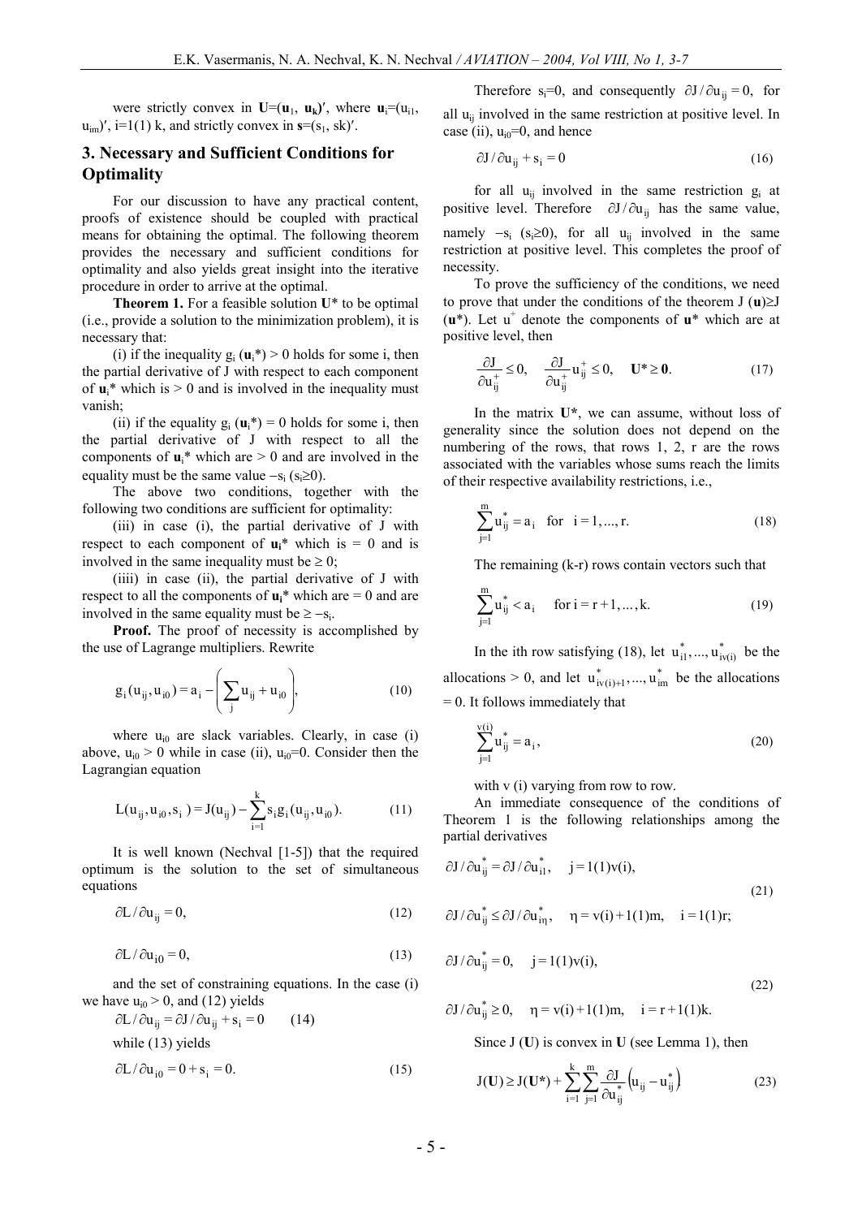were strictly convex in $\mathbf{U}=(\mathbf{u}_1, \mathbf{u}_k)'$, where $\mathbf{u}_i=(u_{i1}, u_{im})'$, i=1(1) k, and strictly convex in $\mathbf{s}=(s_1, sk)'$.

## 3. Necessary and Sufficient Conditions for Optimality

For our discussion to have any practical content, proofs of existence should be coupled with practical means for obtaining the optimal. The following theorem provides the necessary and sufficient conditions for optimality and also yields great insight into the iterative procedure in order to arrive at the optimal.

**Theorem 1.** For a feasible solution $\mathbf{U}^*$ to be optimal (i.e., provide a solution to the minimization problem), it is necessary that:

(i) if the inequality $g_i(\mathbf{u}_i^*) > 0$ holds for some i, then the partial derivative of J with respect to each component of $\mathbf{u}_i^*$ which is > 0 and is involved in the inequality must vanish;

(ii) if the equality $g_i(\mathbf{u}_i^*) = 0$ holds for some i, then the partial derivative of J with respect to all the components of $\mathbf{u}_i^*$ which are > 0 and are involved in the equality must be the same value $-s_i$ ($s_i \geq 0$).

The above two conditions, together with the following two conditions are sufficient for optimality:

(iii) in case (i), the partial derivative of J with respect to each component of $\mathbf{u}_i^*$ which is = 0 and is involved in the same inequality must be ≥ 0;

(iiii) in case (ii), the partial derivative of J with respect to all the components of $\mathbf{u}_i^*$ which are = 0 and are involved in the same equality must be $\geq -s_i$.

**Proof.** The proof of necessity is accomplished by the use of Lagrange multipliers. Rewrite

$$g_i(u_{ij}, u_{i0}) = a_i - \left(\sum_j u_{ij} + u_{i0}\right), \tag{10}$$

where $u_{i0}$ are slack variables. Clearly, in case (i) above, $u_{i0} > 0$ while in case (ii), $u_{i0}=0$. Consider then the Lagrangian equation

$$L(u_{ij}, u_{i0}, s_i) = J(u_{ij}) - \sum_{i=1}^{k} s_i g_i(u_{ij}, u_{i0}). \tag{11}$$

It is well known (Nechval [1-5]) that the required optimum is the solution to the set of simultaneous equations

$$\partial L / \partial u_{ij} = 0, \tag{12}$$

$$\partial L / \partial u_{i0} = 0, \tag{13}$$

and the set of constraining equations. In the case (i) we have $u_{i0} > 0$, and (12) yields

$$\partial L / \partial u_{ij} = \partial J / \partial u_{ij} + s_i = 0 \tag{14}$$

while (13) yields

$$\partial L / \partial u_{i0} = 0 + s_i = 0. \tag{15}$$

Therefore $s_i=0$, and consequently $\partial J / \partial u_{ij} = 0$, for all $u_{ij}$ involved in the same restriction at positive level. In case (ii), $u_{i0}=0$, and hence

$$\partial J / \partial u_{ij} + s_i = 0 \tag{16}$$

for all $u_{ij}$ involved in the same restriction $g_i$ at positive level. Therefore $\partial J / \partial u_{ij}$ has the same value, namely $-s_i$ ($s_i \geq 0$), for all $u_{ij}$ involved in the same restriction at positive level. This completes the proof of necessity.

To prove the sufficiency of the conditions, we need to prove that under the conditions of the theorem $J(\mathbf{u}) \geq J(\mathbf{u}^*)$. Let $u^+$ denote the components of $\mathbf{u}^*$ which are at positive level, then

$$\frac{\partial J}{\partial u_{ij}^+} \leq 0, \quad \frac{\partial J}{\partial u_{ij}^+} u_{ij}^+ \leq 0, \quad \mathbf{U}^* \geq \mathbf{0}. \tag{17}$$

In the matrix $\mathbf{U}^*$, we can assume, without loss of generality since the solution does not depend on the numbering of the rows, that rows 1, 2, r are the rows associated with the variables whose sums reach the limits of their respective availability restrictions, i.e.,

$$\sum_{j=1}^{m} u_{ij}^* = a_i \quad \text{for} \quad i = 1, ..., r. \tag{18}$$

The remaining (k-r) rows contain vectors such that

$$\sum_{j=1}^{m} u_{ij}^* < a_i \quad \text{for } i = r+1, \ldots, k. \tag{19}$$

In the ith row satisfying (18), let $u_{i1}^*, ..., u_{iv(i)}^*$ be the allocations > 0, and let $u_{iv(i)+1}^*, ..., u_{im}^*$ be the allocations = 0. It follows immediately that

$$\sum_{j=1}^{v(i)} u_{ij}^* = a_i, \tag{20}$$

with v (i) varying from row to row.

An immediate consequence of the conditions of Theorem 1 is the following relationships among the partial derivatives

$$\begin{aligned} &\partial J / \partial u_{ij}^* = \partial J / \partial u_{i1}^*, \quad j = 1(1)v(i), \\ &\partial J / \partial u_{ij}^* \leq \partial J / \partial u_{i\eta}^*, \quad \eta = v(i)+1(1)m, \quad i = 1(1)r; \end{aligned} \tag{21}$$

$$\begin{aligned} &\partial J / \partial u_{ij}^* = 0, \quad j = 1(1)v(i), \\ &\partial J / \partial u_{ij}^* \geq 0, \quad \eta = v(i)+1(1)m, \quad i = r+1(1)k. \end{aligned} \tag{22}$$

Since J (**U**) is convex in **U** (see Lemma 1), then

$$J(\mathbf{U}) \geq J(\mathbf{U}^*) + \sum_{i=1}^{k}\sum_{j=1}^{m} \frac{\partial J}{\partial u_{ij}^*}\left(u_{ij} - u_{ij}^*\right) \tag{23}$$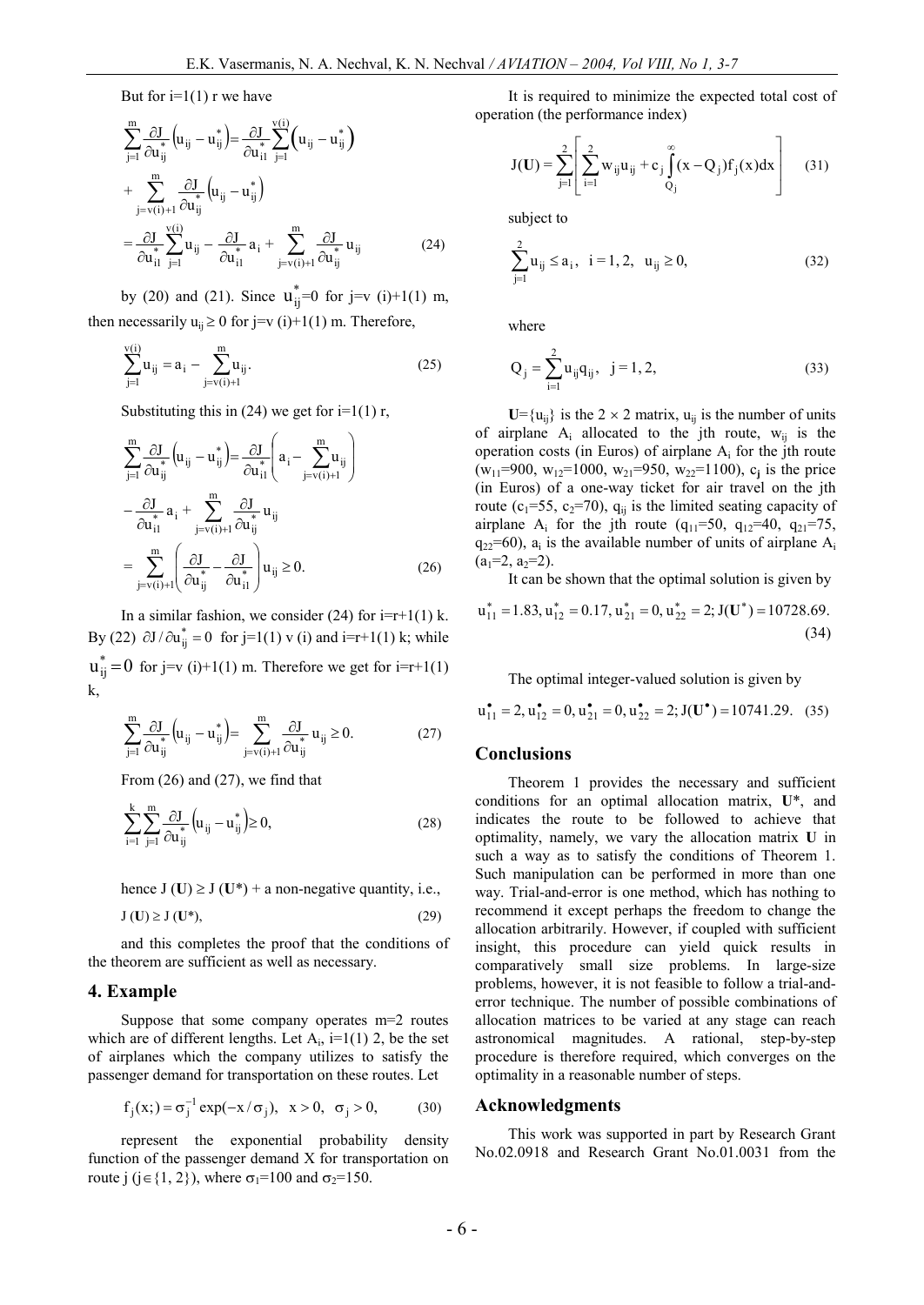But for i=1(1) r we have

$$\sum_{j=1}^{m} \frac{\partial J}{\partial u_{ij}^*}\left(u_{ij} - u_{ij}^*\right) = \frac{\partial J}{\partial u_{i1}^*} \sum_{j=1}^{v(i)} \left(u_{ij} - u_{ij}^*\right)$$

$$+ \sum_{j=v(i)+1}^{m} \frac{\partial J}{\partial u_{ij}^*}\left(u_{ij} - u_{ij}^*\right)$$

$$= \frac{\partial J}{\partial u_{i1}^*} \sum_{j=1}^{v(i)} u_{ij} - \frac{\partial J}{\partial u_{i1}^*} a_i + \sum_{j=v(i)+1}^{m} \frac{\partial J}{\partial u_{ij}^*} u_{ij} \tag{24}$$

by (20) and (21). Since $u_{ij}^*=0$ for j=v (i)+1(1) m, then necessarily $u_{ij} \geq 0$ for j=v (i)+1(1) m. Therefore,

$$\sum_{j=1}^{v(i)} u_{ij} = a_i - \sum_{j=v(i)+1}^{m} u_{ij}. \tag{25}$$

Substituting this in (24) we get for i=1(1) r,

$$\sum_{j=1}^{m} \frac{\partial J}{\partial u_{ij}^*}\left(u_{ij} - u_{ij}^*\right) = \frac{\partial J}{\partial u_{i1}^*}\left(a_i - \sum_{j=v(i)+1}^{m} u_{ij}\right)$$

$$- \frac{\partial J}{\partial u_{i1}^*} a_i + \sum_{j=v(i)+1}^{m} \frac{\partial J}{\partial u_{ij}^*} u_{ij}$$

$$= \sum_{j=v(i)+1}^{m} \left(\frac{\partial J}{\partial u_{ij}^*} - \frac{\partial J}{\partial u_{i1}^*}\right) u_{ij} \geq 0. \tag{26}$$

In a similar fashion, we consider (24) for i=r+1(1) k. By (22) $\partial J / \partial u_{ij}^* = 0$ for j=1(1) v (i) and i=r+1(1) k; while $u_{ij}^* = 0$ for j=v (i)+1(1) m. Therefore we get for i=r+1(1) k,

$$\sum_{j=1}^{m} \frac{\partial J}{\partial u_{ij}^*}\left(u_{ij} - u_{ij}^*\right) = \sum_{j=v(i)+1}^{m} \frac{\partial J}{\partial u_{ij}^*} u_{ij} \geq 0. \tag{27}$$

From (26) and (27), we find that

$$\sum_{i=1}^{k}\sum_{j=1}^{m} \frac{\partial J}{\partial u_{ij}^*}\left(u_{ij} - u_{ij}^*\right) \geq 0, \tag{28}$$

hence J (**U**) ≥ J (**U***) + a non-negative quantity, i.e.,

$$J(\mathbf{U}) \geq J(\mathbf{U}^*), \tag{29}$$

and this completes the proof that the conditions of the theorem are sufficient as well as necessary.

## 4. Example

Suppose that some company operates m=2 routes which are of different lengths. Let $A_i$, i=1(1) 2, be the set of airplanes which the company utilizes to satisfy the passenger demand for transportation on these routes. Let

$$f_j(x;) = \sigma_j^{-1} \exp(-x/\sigma_j), \quad x > 0, \quad \sigma_j > 0, \tag{30}$$

represent the exponential probability density function of the passenger demand X for transportation on route j ($j \in \{1, 2\}$), where $\sigma_1$=100 and $\sigma_2$=150.

It is required to minimize the expected total cost of operation (the performance index)

$$J(\mathbf{U}) = \sum_{j=1}^{2}\left[\sum_{i=1}^{2} w_{ij}u_{ij} + c_j \int_{Q_j}^{\infty} (x - Q_j) f_j(x) dx\right] \tag{31}$$

subject to

$$\sum_{j=1}^{2} u_{ij} \leq a_i, \quad i = 1, 2, \quad u_{ij} \geq 0, \tag{32}$$

where

$$Q_j = \sum_{i=1}^{2} u_{ij} q_{ij}, \quad j = 1, 2, \tag{33}$$

**U**={$u_{ij}$} is the 2 × 2 matrix, $u_{ij}$ is the number of units of airplane $A_i$ allocated to the jth route, $w_{ij}$ is the operation costs (in Euros) of airplane $A_i$ for the jth route ($w_{11}$=900, $w_{12}$=1000, $w_{21}$=950, $w_{22}$=1100), $c_j$ is the price (in Euros) of a one-way ticket for air travel on the jth route ($c_1$=55, $c_2$=70), $q_{ij}$ is the limited seating capacity of airplane $A_i$ for the jth route ($q_{11}$=50, $q_{12}$=40, $q_{21}$=75, $q_{22}$=60), $a_i$ is the available number of units of airplane $A_i$ ($a_1$=2, $a_2$=2).

It can be shown that the optimal solution is given by

$$u_{11}^* = 1.83, u_{12}^* = 0.17, u_{21}^* = 0, u_{22}^* = 2; J(\mathbf{U}^*) = 10728.69. \tag{34}$$

The optimal integer-valued solution is given by

$$u_{11}^\bullet = 2, u_{12}^\bullet = 0, u_{21}^\bullet = 0, u_{22}^\bullet = 2; J(\mathbf{U}^\bullet) = 10741.29. \tag{35}$$

## Conclusions

Theorem 1 provides the necessary and sufficient conditions for an optimal allocation matrix, **U***, and indicates the route to be followed to achieve that optimality, namely, we vary the allocation matrix **U** in such a way as to satisfy the conditions of Theorem 1. Such manipulation can be performed in more than one way. Trial-and-error is one method, which has nothing to recommend it except perhaps the freedom to change the allocation arbitrarily. However, if coupled with sufficient insight, this procedure can yield quick results in comparatively small size problems. In large-size problems, however, it is not feasible to follow a trial-and-error technique. The number of possible combinations of allocation matrices to be varied at any stage can reach astronomical magnitudes. A rational, step-by-step procedure is therefore required, which converges on the optimality in a reasonable number of steps.

## Acknowledgments

This work was supported in part by Research Grant No.02.0918 and Research Grant No.01.0031 from the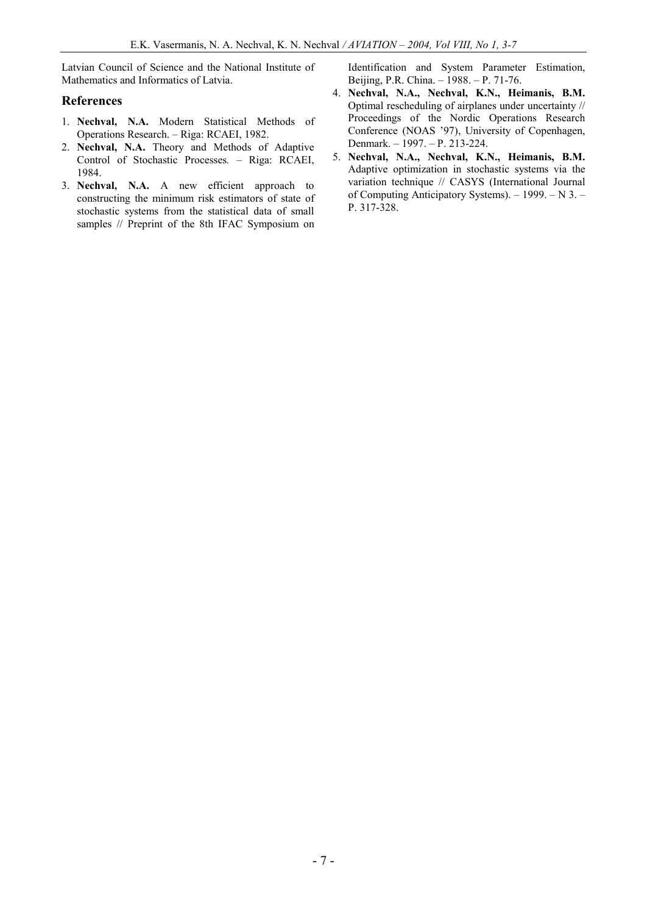Latvian Council of Science and the National Institute of Mathematics and Informatics of Latvia.

## References

1. **Nechval, N.A.** Modern Statistical Methods of Operations Research. – Riga: RCAEI, 1982.
2. **Nechval, N.A.** Theory and Methods of Adaptive Control of Stochastic Processes. – Riga: RCAEI, 1984.
3. **Nechval, N.A.** A new efficient approach to constructing the minimum risk estimators of state of stochastic systems from the statistical data of small samples // Preprint of the 8th IFAC Symposium on Identification and System Parameter Estimation, Beijing, P.R. China. – 1988. – P. 71-76.
4. **Nechval, N.A., Nechval, K.N., Heimanis, B.M.** Optimal rescheduling of airplanes under uncertainty // Proceedings of the Nordic Operations Research Conference (NOAS '97), University of Copenhagen, Denmark. – 1997. – P. 213-224.
5. **Nechval, N.A., Nechval, K.N., Heimanis, B.M.** Adaptive optimization in stochastic systems via the variation technique // CASYS (International Journal of Computing Anticipatory Systems). – 1999. – N 3. – P. 317-328.